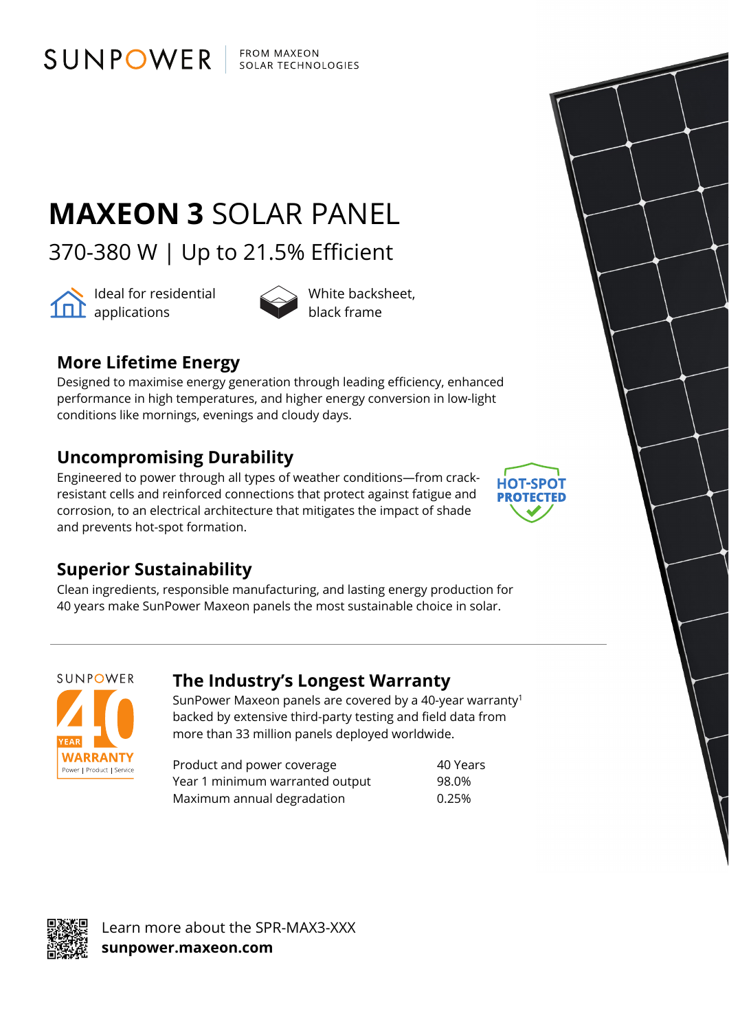SUNPOWER | FROM MAXEON SOLAR TECHNOLOGIES

# **MAXEON 3** SOLAR PANEL

## 370-380 W | Up to 21.5% Efficient

Ideal for residential applications

White backsheet, black frame

### More Lifetime Energy

Designed to maximise energy generation through leading efficiency, enhanced performance in high temperatures, and higher energy conversion in low-light conditions like mornings, evenings and cloudy days.

### Uncompromising Durability

Engineered to power through all types of weather conditions—from crack-resistant cells and reinforced connections that protect against fatigue and corrosion, to an electrical architecture that mitigates the impact of shade and prevents hot-spot formation.

HOT-SPOT PROTECTED

### Superior Sustainability

Clean ingredients, responsible manufacturing, and lasting energy production for 40 years make SunPower Maxeon panels the most sustainable choice in solar.

---

SUNPOWER 40 YEAR WARRANTY Power | Product | Service

### The Industry's Longest Warranty

SunPower Maxeon panels are covered by a 40-year warranty[1] backed by extensive third-party testing and field data from more than 33 million panels deployed worldwide.

| | |
|---|---|
| Product and power coverage | 40 Years |
| Year 1 minimum warranted output | 98.0% |
| Maximum annual degradation | 0.25% |

Learn more about the SPR-MAX3-XXX
**sunpower.maxeon.com**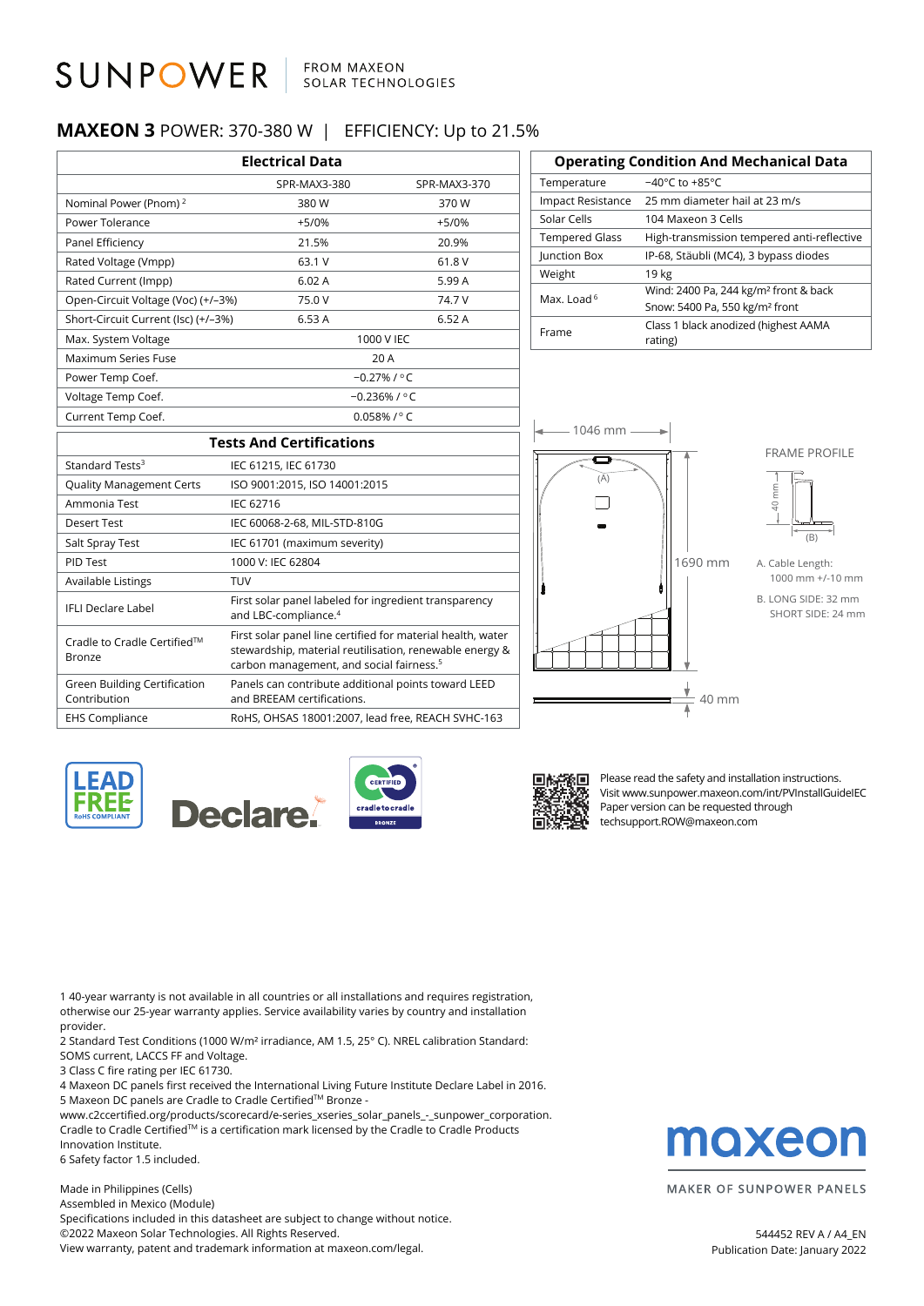# MAXEON 3 POWER: 370-380 W | EFFICIENCY: Up to 21.5%

| Electrical Data | | |
|---|---|---|
| | SPR-MAX3-380 | SPR-MAX3-370 |
| Nominal Power (Pnom) [2] | 380 W | 370 W |
| Power Tolerance | +5/0% | +5/0% |
| Panel Efficiency | 21.5% | 20.9% |
| Rated Voltage (Vmpp) | 63.1 V | 61.8 V |
| Rated Current (Impp) | 6.02 A | 5.99 A |
| Open-Circuit Voltage (Voc) (+/−3%) | 75.0 V | 74.7 V |
| Short-Circuit Current (Isc) (+/−3%) | 6.53 A | 6.52 A |
| Max. System Voltage | 1000 V IEC | |
| Maximum Series Fuse | 20 A | |
| Power Temp Coef. | −0.27% / °C | |
| Voltage Temp Coef. | −0.236% / °C | |
| Current Temp Coef. | 0.058% / °C | |

| Tests And Certifications | |
|---|---|
| Standard Tests[3] | IEC 61215, IEC 61730 |
| Quality Management Certs | ISO 9001:2015, ISO 14001:2015 |
| Ammonia Test | IEC 62716 |
| Desert Test | IEC 60068-2-68, MIL-STD-810G |
| Salt Spray Test | IEC 61701 (maximum severity) |
| PID Test | 1000 V: IEC 62804 |
| Available Listings | TUV |
| IFLI Declare Label | First solar panel labeled for ingredient transparency and LBC-compliance.[4] |
| Cradle to Cradle Certified™ Bronze | First solar panel line certified for material health, water stewardship, material reutilisation, renewable energy & carbon management, and social fairness.[5] |
| Green Building Certification Contribution | Panels can contribute additional points toward LEED and BREEAM certifications. |
| EHS Compliance | RoHS, OHSAS 18001:2007, lead free, REACH SVHC-163 |

| Operating Condition And Mechanical Data | |
|---|---|
| Temperature | −40°C to +85°C |
| Impact Resistance | 25 mm diameter hail at 23 m/s |
| Solar Cells | 104 Maxeon 3 Cells |
| Tempered Glass | High-transmission tempered anti-reflective |
| Junction Box | IP-68, Stäubli (MC4), 3 bypass diodes |
| Weight | 19 kg |
| Max. Load[6] | Wind: 2400 Pa, 244 kg/m² front & back<br>Snow: 5400 Pa, 550 kg/m² front |
| Frame | Class 1 black anodized (highest AAMA rating) |

1046 mm
(A)
1690 mm
40 mm

FRAME PROFILE
40 mm
(B)

A. Cable Length: 1000 mm +/-10 mm

B. LONG SIDE: 32 mm
SHORT SIDE: 24 mm

Please read the safety and installation instructions.
Visit www.sunpower.maxeon.com/int/PVInstallGuideIEC
Paper version can be requested through
techsupport.ROW@maxeon.com

1 40-year warranty is not available in all countries or all installations and requires registration, otherwise our 25-year warranty applies. Service availability varies by country and installation provider.
2 Standard Test Conditions (1000 W/m² irradiance, AM 1.5, 25° C). NREL calibration Standard: SOMS current, LACCS FF and Voltage.
3 Class C fire rating per IEC 61730.
4 Maxeon DC panels first received the International Living Future Institute Declare Label in 2016.
5 Maxeon DC panels are Cradle to Cradle Certified™ Bronze - www.c2ccertified.org/products/scorecard/e-series_xseries_solar_panels_-_sunpower_corporation. Cradle to Cradle Certified™ is a certification mark licensed by the Cradle to Cradle Products Innovation Institute.
6 Safety factor 1.5 included.

Made in Philippines (Cells)
Assembled in Mexico (Module)
Specifications included in this datasheet are subject to change without notice.
©2022 Maxeon Solar Technologies. All Rights Reserved.
View warranty, patent and trademark information at maxeon.com/legal.

maxeon
MAKER OF SUNPOWER PANELS

544452 REV A / A4_EN
Publication Date: January 2022